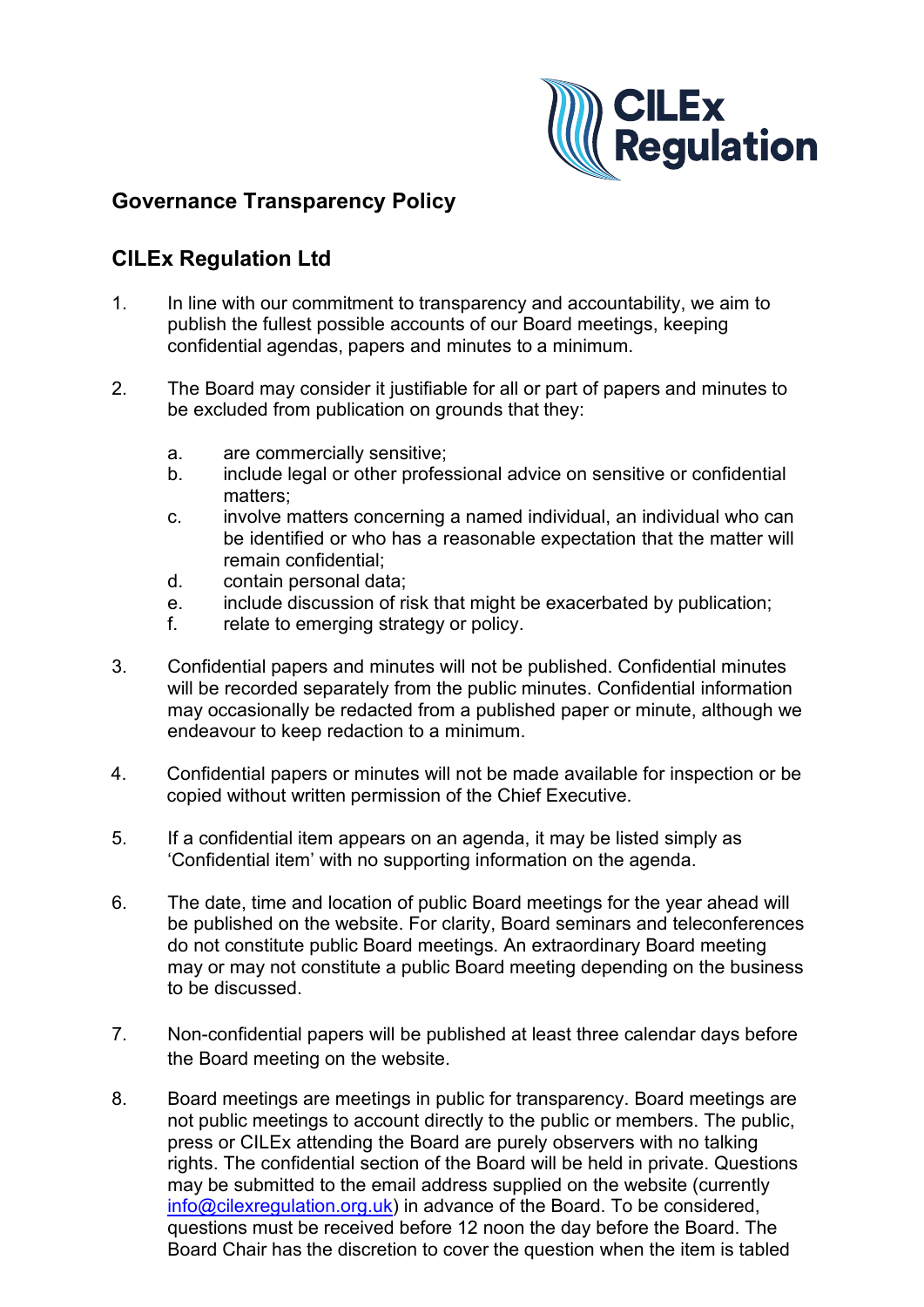## Governance Transparency Policy

## CILEx Regulation Ltd

1. In line with our commitment to transparency and accountability, we aim to publish the fullest possible accounts of our Board meetings, keeping confidential agendas, papers and minutes to a minimum.

2. The Board may consider it justifiable for all or part of papers and minutes to be excluded from publication on grounds that they:

   a. are commercially sensitive;
   b. include legal or other professional advice on sensitive or confidential matters;
   c. involve matters concerning a named individual, an individual who can be identified or who has a reasonable expectation that the matter will remain confidential;
   d. contain personal data;
   e. include discussion of risk that might be exacerbated by publication;
   f. relate to emerging strategy or policy.

3. Confidential papers and minutes will not be published. Confidential minutes will be recorded separately from the public minutes. Confidential information may occasionally be redacted from a published paper or minute, although we endeavour to keep redaction to a minimum.

4. Confidential papers or minutes will not be made available for inspection or be copied without written permission of the Chief Executive.

5. If a confidential item appears on an agenda, it may be listed simply as 'Confidential item' with no supporting information on the agenda.

6. The date, time and location of public Board meetings for the year ahead will be published on the website. For clarity, Board seminars and teleconferences do not constitute public Board meetings. An extraordinary Board meeting may or may not constitute a public Board meeting depending on the business to be discussed.

7. Non-confidential papers will be published at least three calendar days before the Board meeting on the website.

8. Board meetings are meetings in public for transparency. Board meetings are not public meetings to account directly to the public or members. The public, press or CILEx attending the Board are purely observers with no talking rights. The confidential section of the Board will be held in private. Questions may be submitted to the email address supplied on the website (currently info@cilexregulation.org.uk) in advance of the Board. To be considered, questions must be received before 12 noon the day before the Board. The Board Chair has the discretion to cover the question when the item is tabled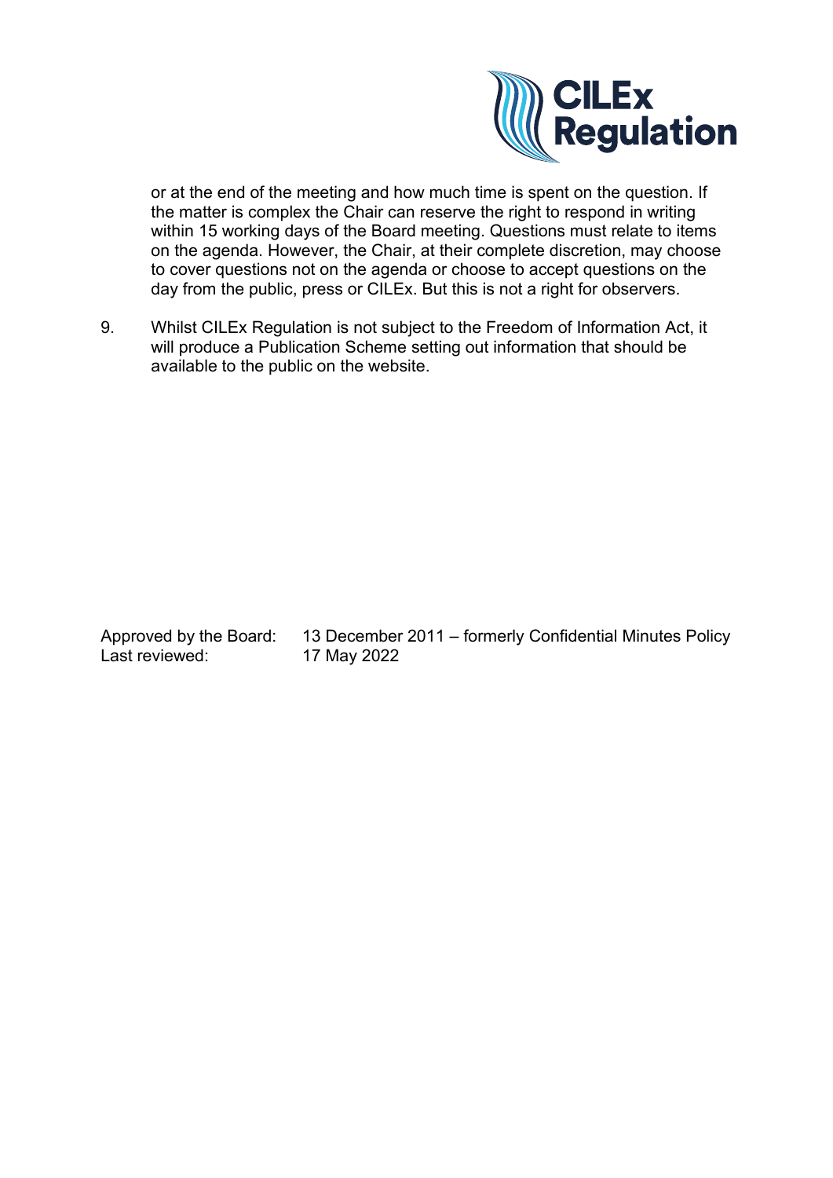or at the end of the meeting and how much time is spent on the question. If the matter is complex the Chair can reserve the right to respond in writing within 15 working days of the Board meeting. Questions must relate to items on the agenda. However, the Chair, at their complete discretion, may choose to cover questions not on the agenda or choose to accept questions on the day from the public, press or CILEx. But this is not a right for observers.

9. Whilst CILEx Regulation is not subject to the Freedom of Information Act, it will produce a Publication Scheme setting out information that should be available to the public on the website.

| | |
|---|---|
| Approved by the Board: | 13 December 2011 – formerly Confidential Minutes Policy |
| Last reviewed: | 17 May 2022 |